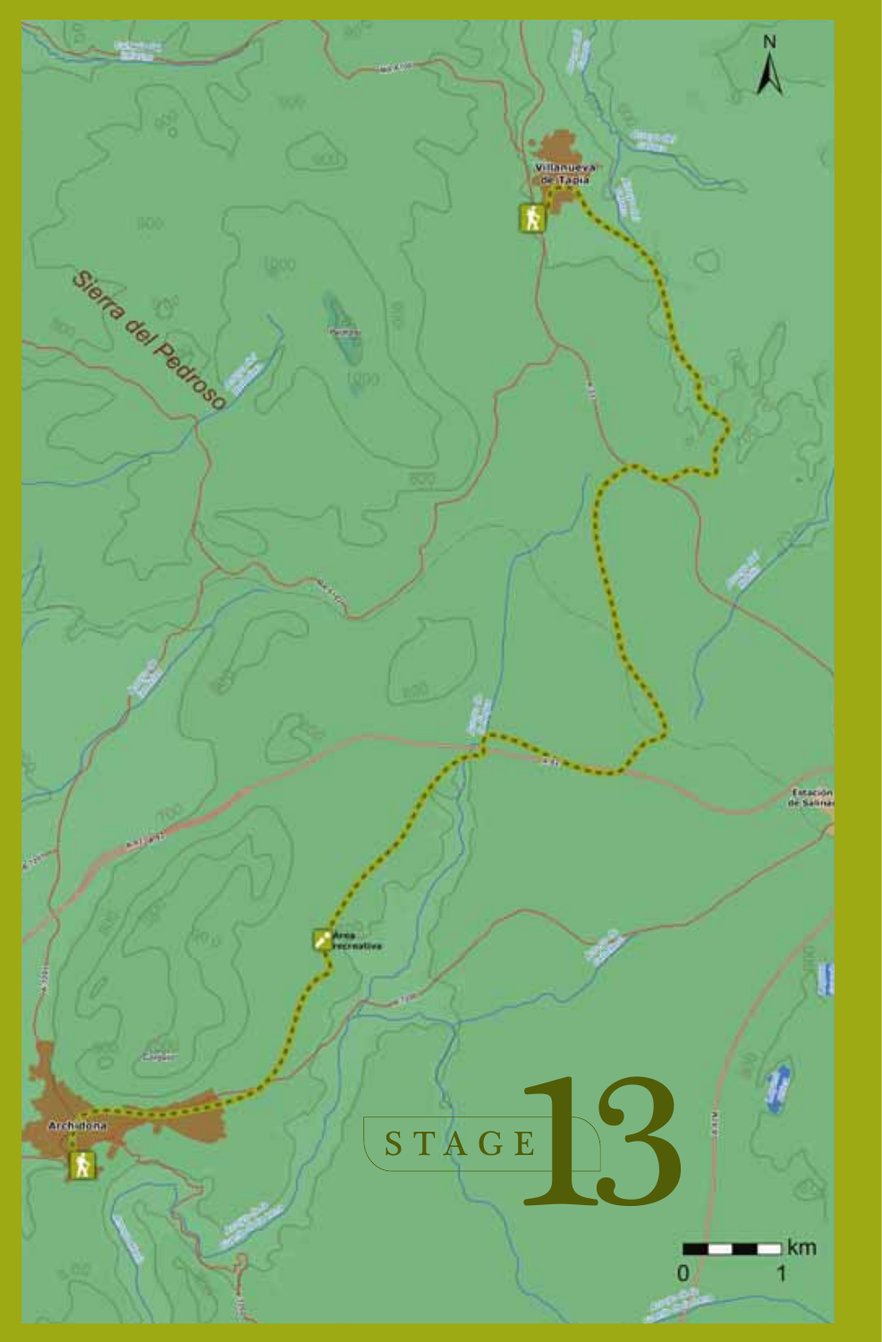# STAGE 13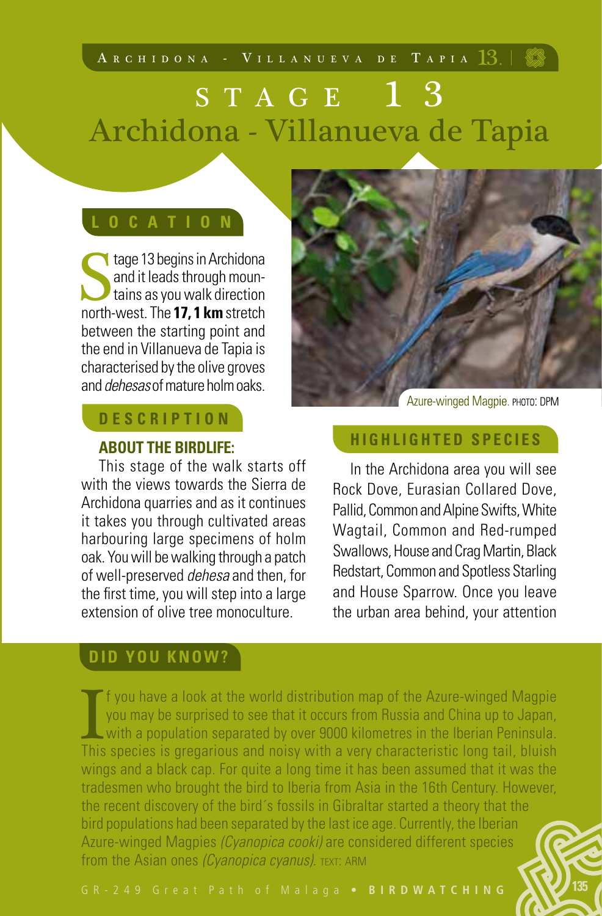# STAGE 13
# Archidona - Villanueva de Tapia

## LOCATION

Stage 13 begins in Archidona and it leads through mountains as you walk direction north-west. The **17, 1 km** stretch between the starting point and the end in Villanueva de Tapia is characterised by the olive groves and *dehesas* of mature holm oaks.

Azure-winged Magpie. PHOTO: DPM

## DESCRIPTION

### ABOUT THE BIRDLIFE:

This stage of the walk starts off with the views towards the Sierra de Archidona quarries and as it continues it takes you through cultivated areas harbouring large specimens of holm oak. You will be walking through a patch of well-preserved *dehesa* and then, for the first time, you will step into a large extension of olive tree monoculture.

## HIGHLIGHTED SPECIES

In the Archidona area you will see Rock Dove, Eurasian Collared Dove, Pallid, Common and Alpine Swifts, White Wagtail, Common and Red-rumped Swallows, House and Crag Martin, Black Redstart, Common and Spotless Starling and House Sparrow. Once you leave the urban area behind, your attention

## DID YOU KNOW?

If you have a look at the world distribution map of the Azure-winged Magpie you may be surprised to see that it occurs from Russia and China up to Japan, with a population separated by over 9000 kilometres in the Iberian Peninsula. This species is gregarious and noisy with a very characteristic long tail, bluish wings and a black cap. For quite a long time it has been assumed that it was the tradesmen who brought the bird to Iberia from Asia in the 16th Century. However, the recent discovery of the bird´s fossils in Gibraltar started a theory that the bird populations had been separated by the last ice age. Currently, the Iberian Azure-winged Magpies *(Cyanopica cooki)* are considered different species from the Asian ones *(Cyanopica cyanus)*. TEXT: ARM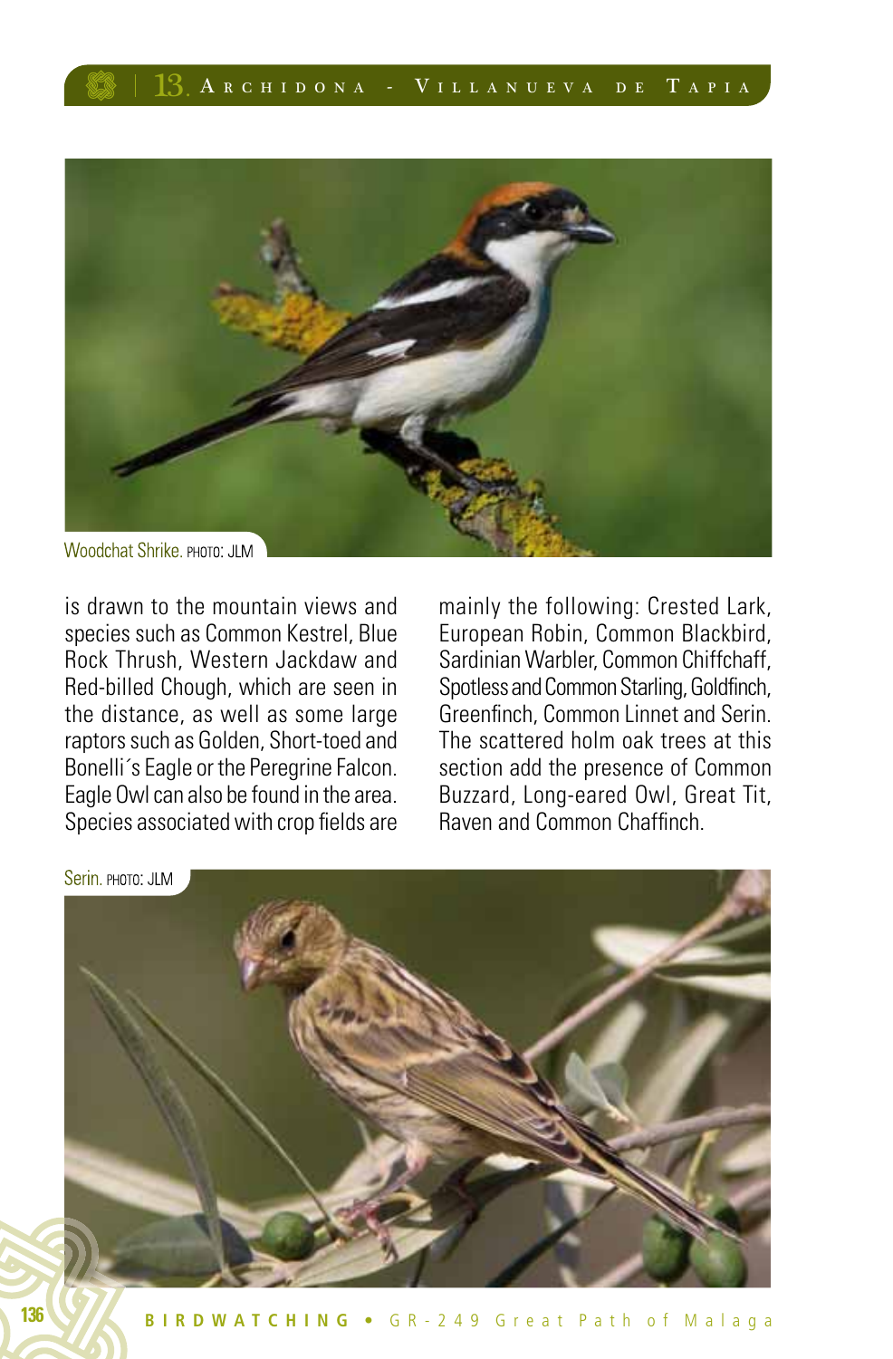Woodchat Shrike. PHOTO: JLM

is drawn to the mountain views and species such as Common Kestrel, Blue Rock Thrush, Western Jackdaw and Red-billed Chough, which are seen in the distance, as well as some large raptors such as Golden, Short-toed and Bonelli´s Eagle or the Peregrine Falcon. Eagle Owl can also be found in the area. Species associated with crop fields are mainly the following: Crested Lark, European Robin, Common Blackbird, Sardinian Warbler, Common Chiffchaff, Spotless and Common Starling, Goldfinch, Greenfinch, Common Linnet and Serin. The scattered holm oak trees at this section add the presence of Common Buzzard, Long-eared Owl, Great Tit, Raven and Common Chaffinch.

Serin. PHOTO: JLM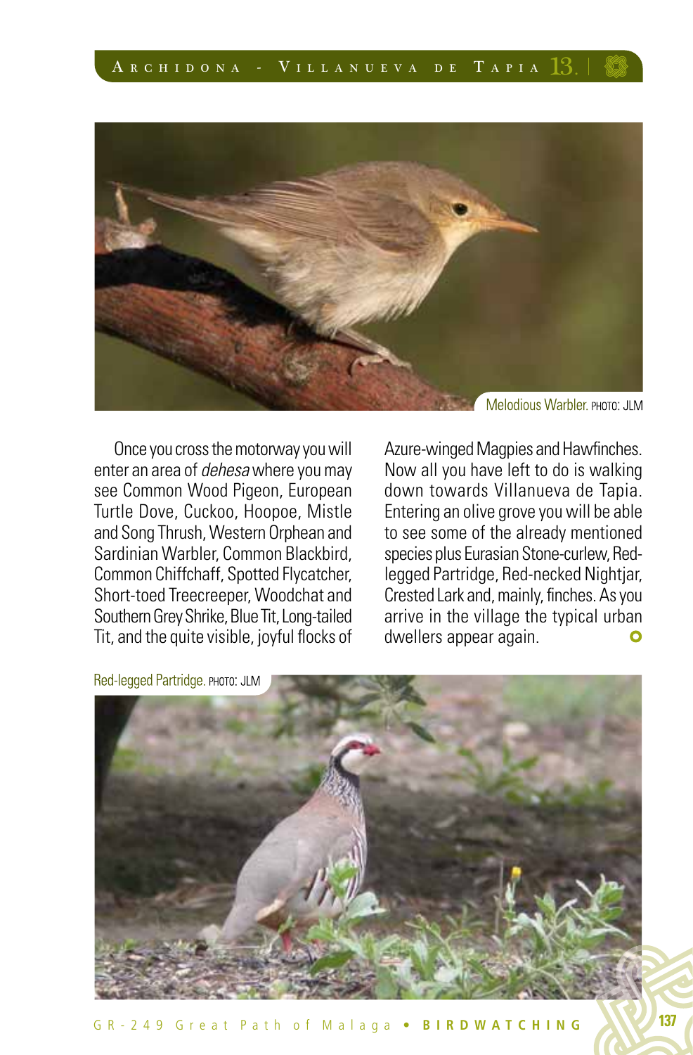Melodious Warbler. PHOTO: JLM

Once you cross the motorway you will enter an area of *dehesa* where you may see Common Wood Pigeon, European Turtle Dove, Cuckoo, Hoopoe, Mistle and Song Thrush, Western Orphean and Sardinian Warbler, Common Blackbird, Common Chiffchaff, Spotted Flycatcher, Short-toed Treecreeper, Woodchat and Southern Grey Shrike, Blue Tit, Long-tailed Tit, and the quite visible, joyful flocks of Azure-winged Magpies and Hawfinches. Now all you have left to do is walking down towards Villanueva de Tapia. Entering an olive grove you will be able to see some of the already mentioned species plus Eurasian Stone-curlew, Red-legged Partridge, Red-necked Nightjar, Crested Lark and, mainly, finches. As you arrive in the village the typical urban dwellers appear again.

Red-legged Partridge. PHOTO: JLM